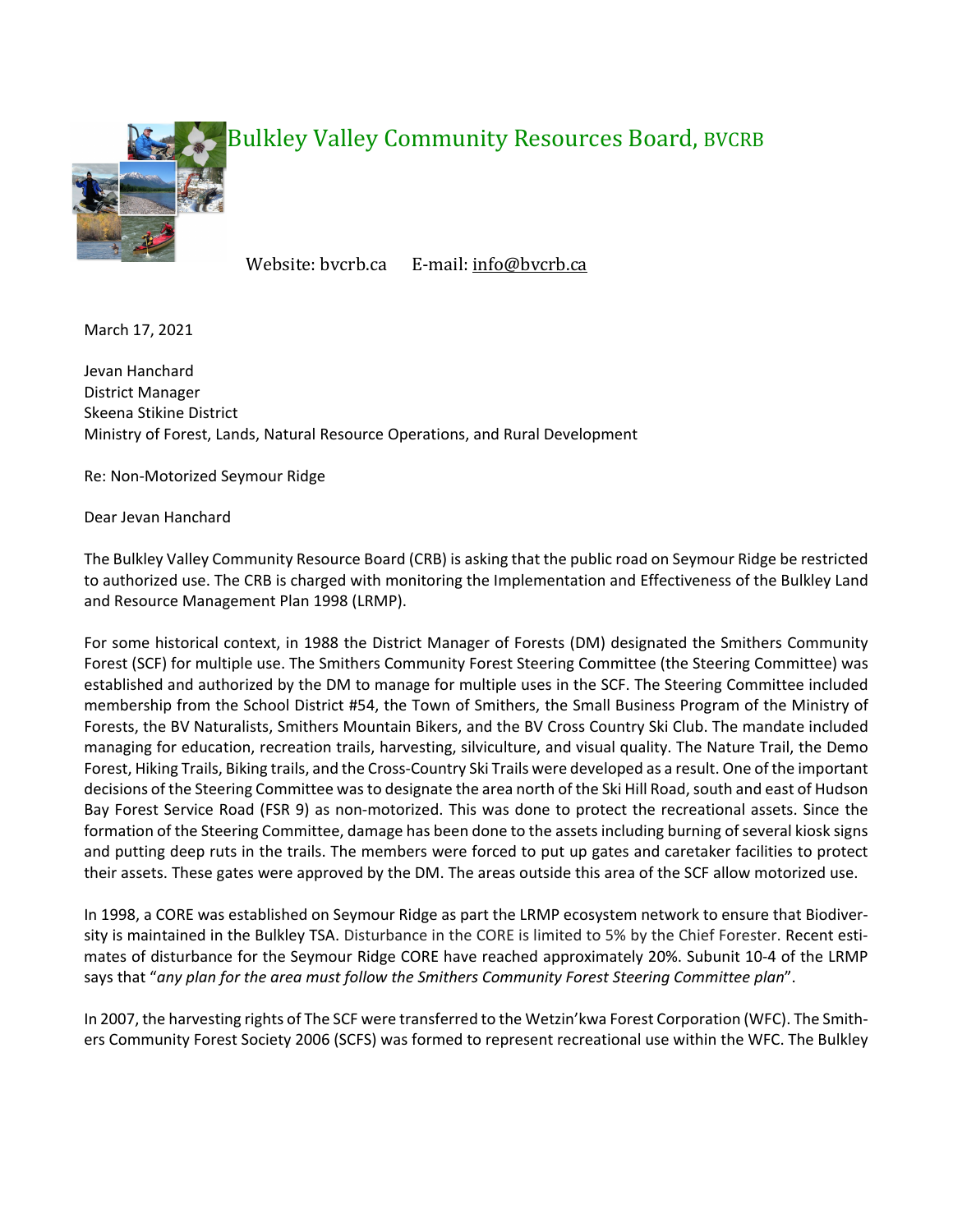# Bulkley Valley Community Resources Board, BVCRB

Website: bvcrb.ca E-mail: info@bvcrb.ca

March 17, 2021

Jevan Hanchard
District Manager
Skeena Stikine District
Ministry of Forest, Lands, Natural Resource Operations, and Rural Development

Re: Non-Motorized Seymour Ridge

Dear Jevan Hanchard

The Bulkley Valley Community Resource Board (CRB) is asking that the public road on Seymour Ridge be restricted to authorized use. The CRB is charged with monitoring the Implementation and Effectiveness of the Bulkley Land and Resource Management Plan 1998 (LRMP).

For some historical context, in 1988 the District Manager of Forests (DM) designated the Smithers Community Forest (SCF) for multiple use. The Smithers Community Forest Steering Committee (the Steering Committee) was established and authorized by the DM to manage for multiple uses in the SCF. The Steering Committee included membership from the School District #54, the Town of Smithers, the Small Business Program of the Ministry of Forests, the BV Naturalists, Smithers Mountain Bikers, and the BV Cross Country Ski Club. The mandate included managing for education, recreation trails, harvesting, silviculture, and visual quality. The Nature Trail, the Demo Forest, Hiking Trails, Biking trails, and the Cross-Country Ski Trails were developed as a result. One of the important decisions of the Steering Committee was to designate the area north of the Ski Hill Road, south and east of Hudson Bay Forest Service Road (FSR 9) as non-motorized. This was done to protect the recreational assets. Since the formation of the Steering Committee, damage has been done to the assets including burning of several kiosk signs and putting deep ruts in the trails. The members were forced to put up gates and caretaker facilities to protect their assets. These gates were approved by the DM. The areas outside this area of the SCF allow motorized use.

In 1998, a CORE was established on Seymour Ridge as part the LRMP ecosystem network to ensure that Biodiversity is maintained in the Bulkley TSA. Disturbance in the CORE is limited to 5% by the Chief Forester. Recent estimates of disturbance for the Seymour Ridge CORE have reached approximately 20%. Subunit 10-4 of the LRMP says that "*any plan for the area must follow the Smithers Community Forest Steering Committee plan*".

In 2007, the harvesting rights of The SCF were transferred to the Wetzin'kwa Forest Corporation (WFC). The Smithers Community Forest Society 2006 (SCFS) was formed to represent recreational use within the WFC. The Bulkley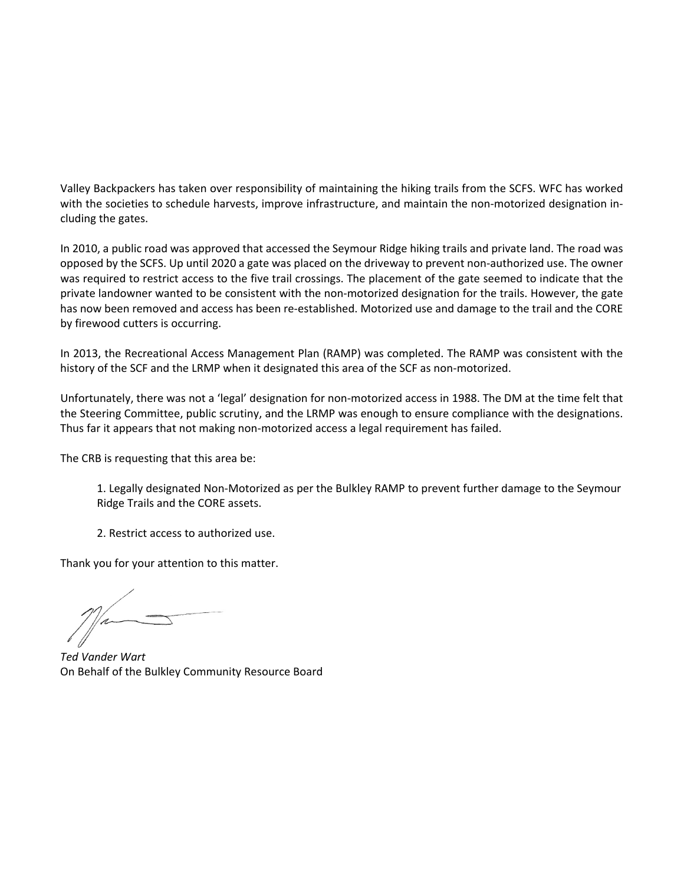Valley Backpackers has taken over responsibility of maintaining the hiking trails from the SCFS. WFC has worked with the societies to schedule harvests, improve infrastructure, and maintain the non-motorized designation including the gates.

In 2010, a public road was approved that accessed the Seymour Ridge hiking trails and private land. The road was opposed by the SCFS. Up until 2020 a gate was placed on the driveway to prevent non-authorized use. The owner was required to restrict access to the five trail crossings. The placement of the gate seemed to indicate that the private landowner wanted to be consistent with the non-motorized designation for the trails. However, the gate has now been removed and access has been re-established. Motorized use and damage to the trail and the CORE by firewood cutters is occurring.

In 2013, the Recreational Access Management Plan (RAMP) was completed. The RAMP was consistent with the history of the SCF and the LRMP when it designated this area of the SCF as non-motorized.

Unfortunately, there was not a 'legal' designation for non-motorized access in 1988. The DM at the time felt that the Steering Committee, public scrutiny, and the LRMP was enough to ensure compliance with the designations. Thus far it appears that not making non-motorized access a legal requirement has failed.

The CRB is requesting that this area be:

1. Legally designated Non-Motorized as per the Bulkley RAMP to prevent further damage to the Seymour Ridge Trails and the CORE assets.

2. Restrict access to authorized use.

Thank you for your attention to this matter.

*Ted Vander Wart*
On Behalf of the Bulkley Community Resource Board